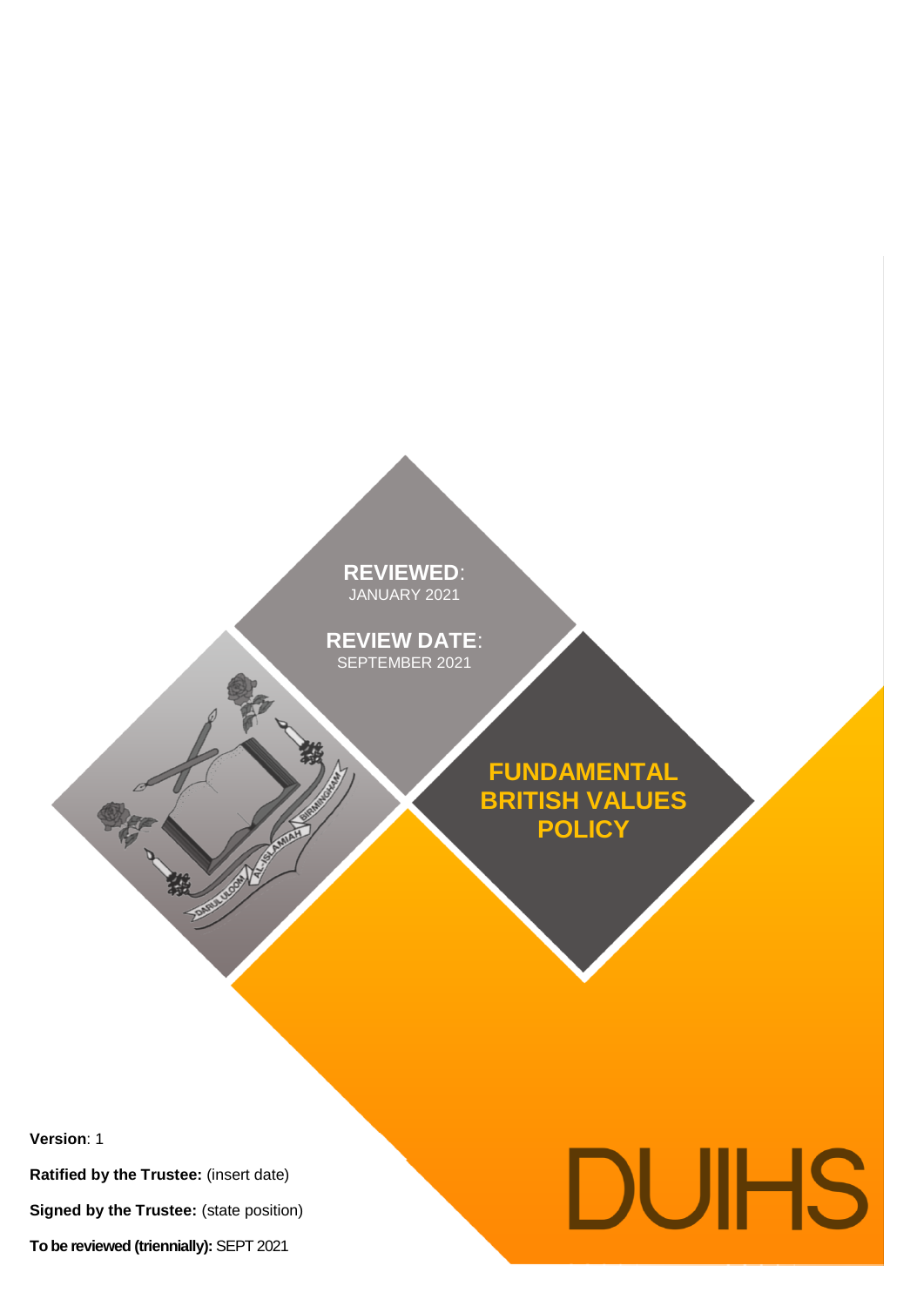**REVIEWED**: JANUARY 2021

**REVIEW DATE**: SEPTEMBER 2021

# FUNDAMENTAL BRITISH VALUES POLICY

DUIHS

**Version**: 1

**Ratified by the Trustee:** (insert date)

**Signed by the Trustee:** (state position)

**To be reviewed (triennially):** SEPT 2021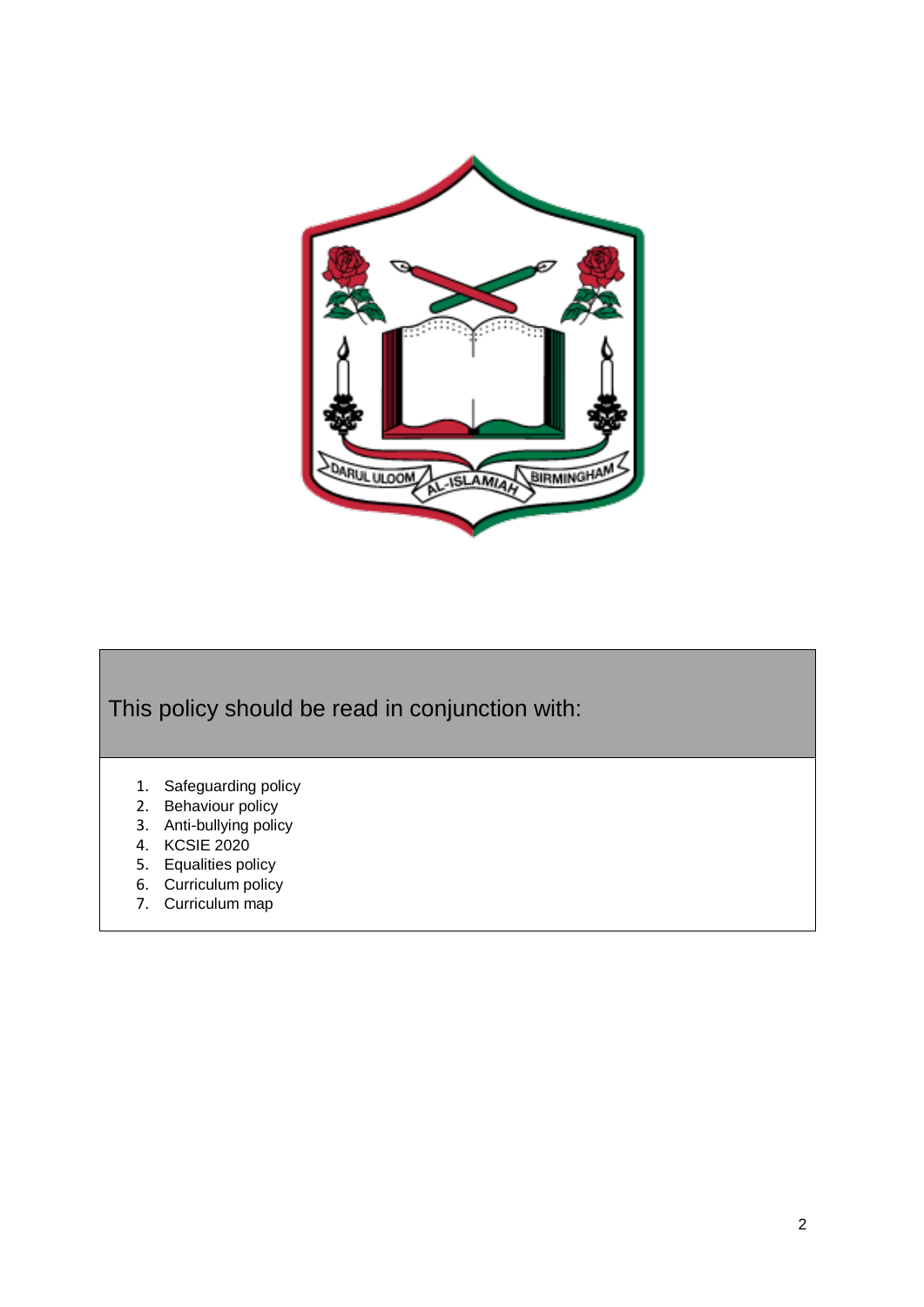This policy should be read in conjunction with:

1. Safeguarding policy
2. Behaviour policy
3. Anti-bullying policy
4. KCSIE 2020
5. Equalities policy
6. Curriculum policy
7. Curriculum map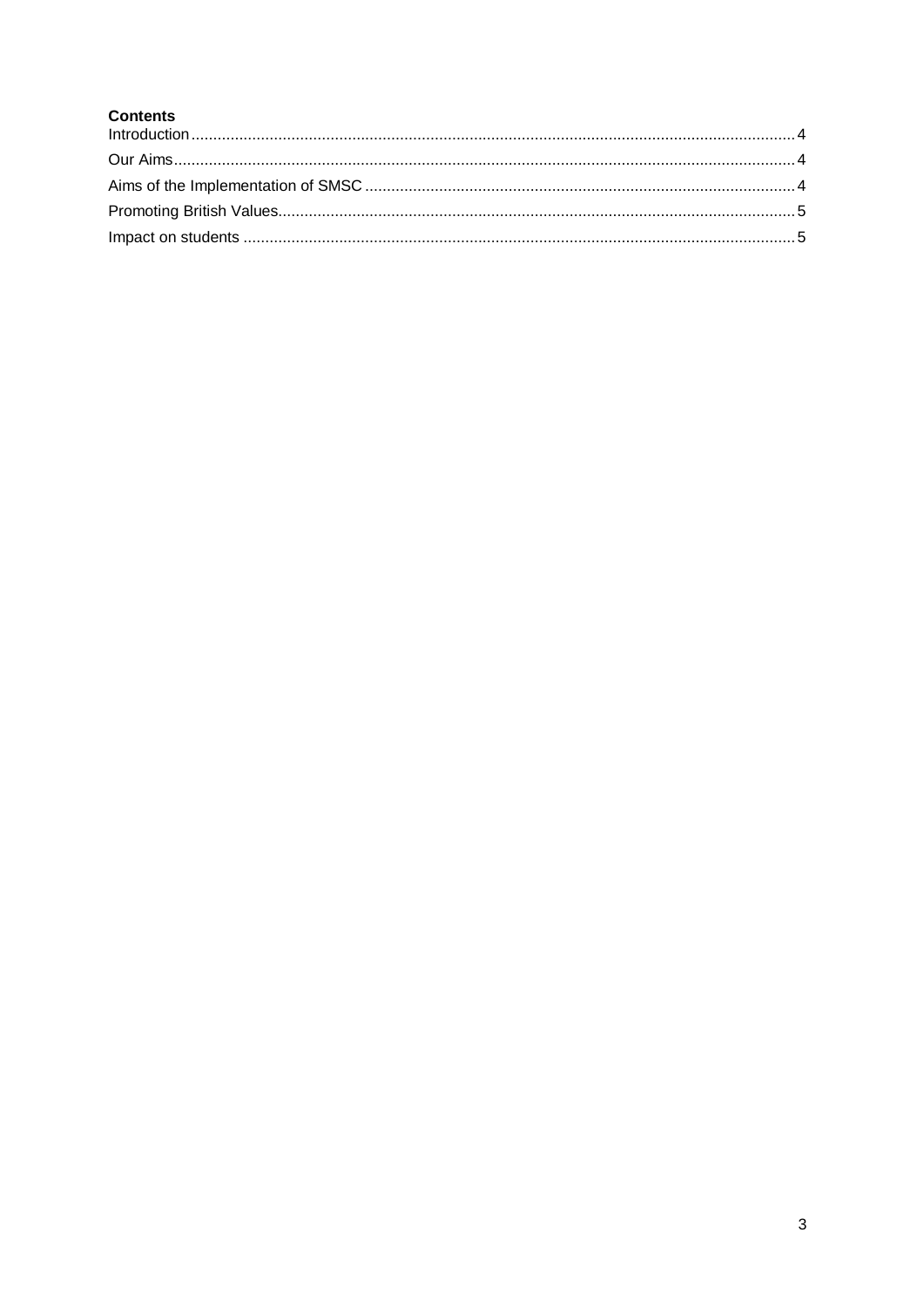**Contents**

Introduction .......... 4
Our Aims .......... 4
Aims of the Implementation of SMSC .......... 4
Promoting British Values .......... 5
Impact on students .......... 5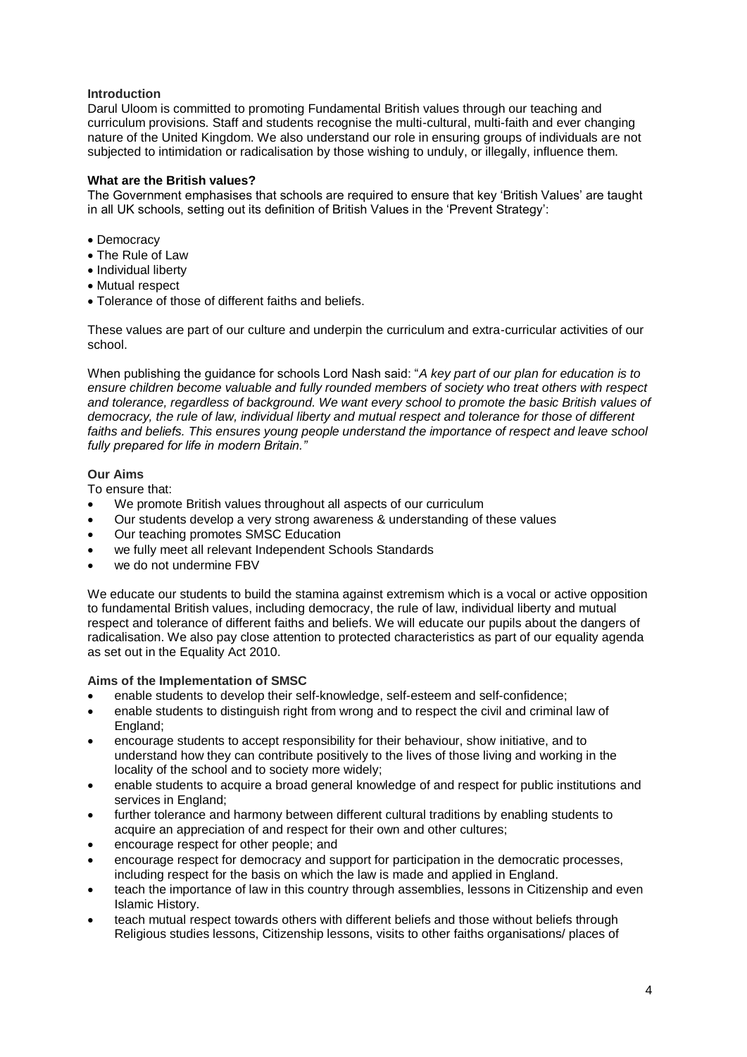**Introduction**

Darul Uloom is committed to promoting Fundamental British values through our teaching and curriculum provisions. Staff and students recognise the multi-cultural, multi-faith and ever changing nature of the United Kingdom. We also understand our role in ensuring groups of individuals are not subjected to intimidation or radicalisation by those wishing to unduly, or illegally, influence them.

**What are the British values?**

The Government emphasises that schools are required to ensure that key 'British Values' are taught in all UK schools, setting out its definition of British Values in the 'Prevent Strategy':

- Democracy
- The Rule of Law
- Individual liberty
- Mutual respect
- Tolerance of those of different faiths and beliefs.

These values are part of our culture and underpin the curriculum and extra-curricular activities of our school.

When publishing the guidance for schools Lord Nash said: "*A key part of our plan for education is to ensure children become valuable and fully rounded members of society who treat others with respect and tolerance, regardless of background. We want every school to promote the basic British values of democracy, the rule of law, individual liberty and mutual respect and tolerance for those of different faiths and beliefs. This ensures young people understand the importance of respect and leave school fully prepared for life in modern Britain."*

**Our Aims**

To ensure that:

- We promote British values throughout all aspects of our curriculum
- Our students develop a very strong awareness & understanding of these values
- Our teaching promotes SMSC Education
- we fully meet all relevant Independent Schools Standards
- we do not undermine FBV

We educate our students to build the stamina against extremism which is a vocal or active opposition to fundamental British values, including democracy, the rule of law, individual liberty and mutual respect and tolerance of different faiths and beliefs. We will educate our pupils about the dangers of radicalisation. We also pay close attention to protected characteristics as part of our equality agenda as set out in the Equality Act 2010.

**Aims of the Implementation of SMSC**

- enable students to develop their self-knowledge, self-esteem and self-confidence;
- enable students to distinguish right from wrong and to respect the civil and criminal law of England;
- encourage students to accept responsibility for their behaviour, show initiative, and to understand how they can contribute positively to the lives of those living and working in the locality of the school and to society more widely;
- enable students to acquire a broad general knowledge of and respect for public institutions and services in England;
- further tolerance and harmony between different cultural traditions by enabling students to acquire an appreciation of and respect for their own and other cultures;
- encourage respect for other people; and
- encourage respect for democracy and support for participation in the democratic processes, including respect for the basis on which the law is made and applied in England.
- teach the importance of law in this country through assemblies, lessons in Citizenship and even Islamic History.
- teach mutual respect towards others with different beliefs and those without beliefs through Religious studies lessons, Citizenship lessons, visits to other faiths organisations/ places of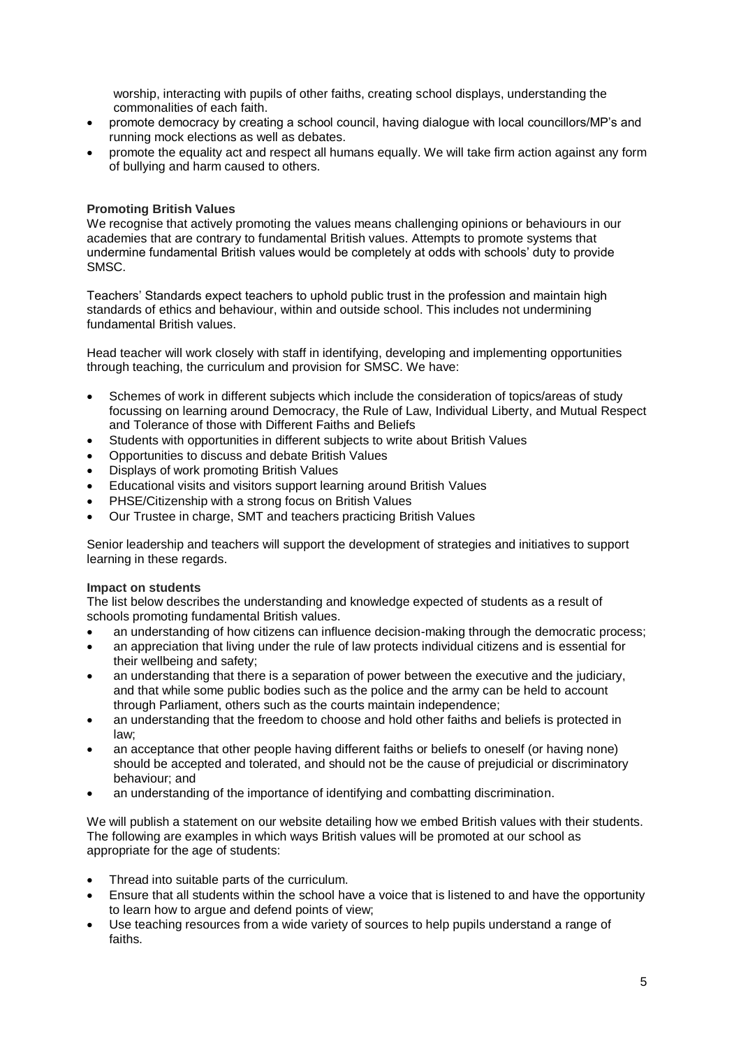worship, interacting with pupils of other faiths, creating school displays, understanding the commonalities of each faith.

- promote democracy by creating a school council, having dialogue with local councillors/MP's and running mock elections as well as debates.
- promote the equality act and respect all humans equally. We will take firm action against any form of bullying and harm caused to others.

**Promoting British Values**

We recognise that actively promoting the values means challenging opinions or behaviours in our academies that are contrary to fundamental British values. Attempts to promote systems that undermine fundamental British values would be completely at odds with schools' duty to provide SMSC.

Teachers' Standards expect teachers to uphold public trust in the profession and maintain high standards of ethics and behaviour, within and outside school. This includes not undermining fundamental British values.

Head teacher will work closely with staff in identifying, developing and implementing opportunities through teaching, the curriculum and provision for SMSC. We have:

- Schemes of work in different subjects which include the consideration of topics/areas of study focussing on learning around Democracy, the Rule of Law, Individual Liberty, and Mutual Respect and Tolerance of those with Different Faiths and Beliefs
- Students with opportunities in different subjects to write about British Values
- Opportunities to discuss and debate British Values
- Displays of work promoting British Values
- Educational visits and visitors support learning around British Values
- PHSE/Citizenship with a strong focus on British Values
- Our Trustee in charge, SMT and teachers practicing British Values

Senior leadership and teachers will support the development of strategies and initiatives to support learning in these regards.

**Impact on students**

The list below describes the understanding and knowledge expected of students as a result of schools promoting fundamental British values.

- an understanding of how citizens can influence decision-making through the democratic process;
- an appreciation that living under the rule of law protects individual citizens and is essential for their wellbeing and safety;
- an understanding that there is a separation of power between the executive and the judiciary, and that while some public bodies such as the police and the army can be held to account through Parliament, others such as the courts maintain independence;
- an understanding that the freedom to choose and hold other faiths and beliefs is protected in law;
- an acceptance that other people having different faiths or beliefs to oneself (or having none) should be accepted and tolerated, and should not be the cause of prejudicial or discriminatory behaviour; and
- an understanding of the importance of identifying and combatting discrimination.

We will publish a statement on our website detailing how we embed British values with their students. The following are examples in which ways British values will be promoted at our school as appropriate for the age of students:

- Thread into suitable parts of the curriculum.
- Ensure that all students within the school have a voice that is listened to and have the opportunity to learn how to argue and defend points of view;
- Use teaching resources from a wide variety of sources to help pupils understand a range of faiths.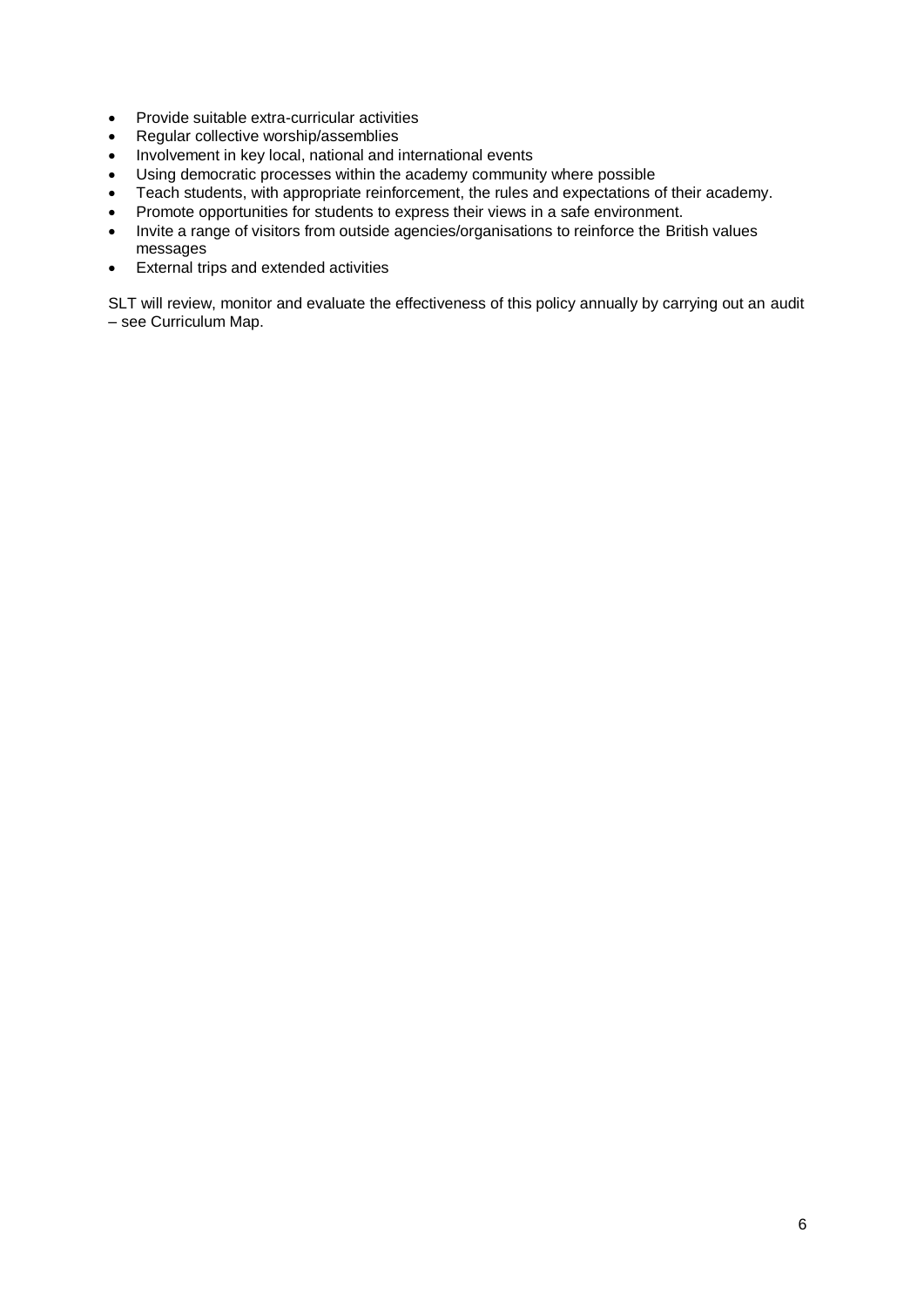- Provide suitable extra-curricular activities
- Regular collective worship/assemblies
- Involvement in key local, national and international events
- Using democratic processes within the academy community where possible
- Teach students, with appropriate reinforcement, the rules and expectations of their academy.
- Promote opportunities for students to express their views in a safe environment.
- Invite a range of visitors from outside agencies/organisations to reinforce the British values messages
- External trips and extended activities

SLT will review, monitor and evaluate the effectiveness of this policy annually by carrying out an audit – see Curriculum Map.